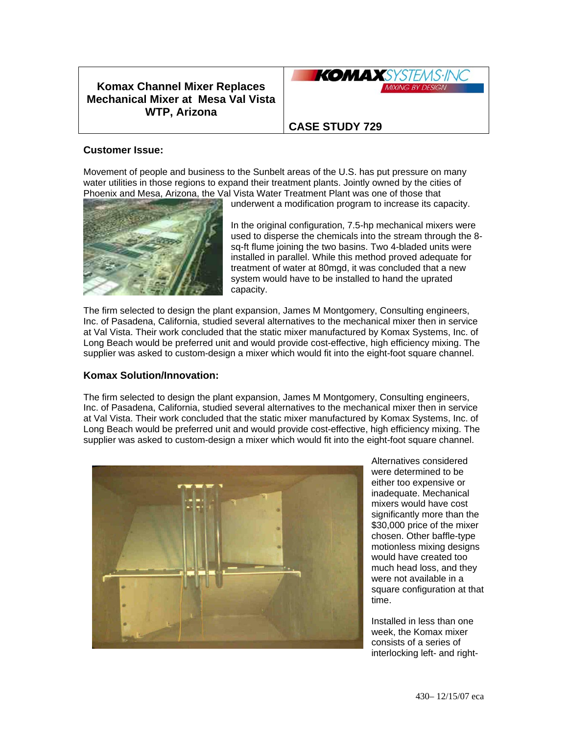# Komax Channel Mixer Replaces Mechanical Mixer at Mesa Val Vista WTP, Arizona

KOMAX SYSTEMS·INC
MIXING BY DESIGN

**CASE STUDY 729**

## Customer Issue:

Movement of people and business to the Sunbelt areas of the U.S. has put pressure on many water utilities in those regions to expand their treatment plants. Jointly owned by the cities of Phoenix and Mesa, Arizona, the Val Vista Water Treatment Plant was one of those that underwent a modification program to increase its capacity.

In the original configuration, 7.5-hp mechanical mixers were used to disperse the chemicals into the stream through the 8-sq-ft flume joining the two basins. Two 4-bladed units were installed in parallel. While this method proved adequate for treatment of water at 80mgd, it was concluded that a new system would have to be installed to hand the uprated capacity.

The firm selected to design the plant expansion, James M Montgomery, Consulting engineers, Inc. of Pasadena, California, studied several alternatives to the mechanical mixer then in service at Val Vista. Their work concluded that the static mixer manufactured by Komax Systems, Inc. of Long Beach would be preferred unit and would provide cost-effective, high efficiency mixing. The supplier was asked to custom-design a mixer which would fit into the eight-foot square channel.

## Komax Solution/Innovation:

The firm selected to design the plant expansion, James M Montgomery, Consulting engineers, Inc. of Pasadena, California, studied several alternatives to the mechanical mixer then in service at Val Vista. Their work concluded that the static mixer manufactured by Komax Systems, Inc. of Long Beach would be preferred unit and would provide cost-effective, high efficiency mixing. The supplier was asked to custom-design a mixer which would fit into the eight-foot square channel.

Alternatives considered were determined to be either too expensive or inadequate. Mechanical mixers would have cost significantly more than the $30,000 price of the mixer chosen. Other baffle-type motionless mixing designs would have created too much head loss, and they were not available in a square configuration at that time.

Installed in less than one week, the Komax mixer consists of a series of interlocking left- and right-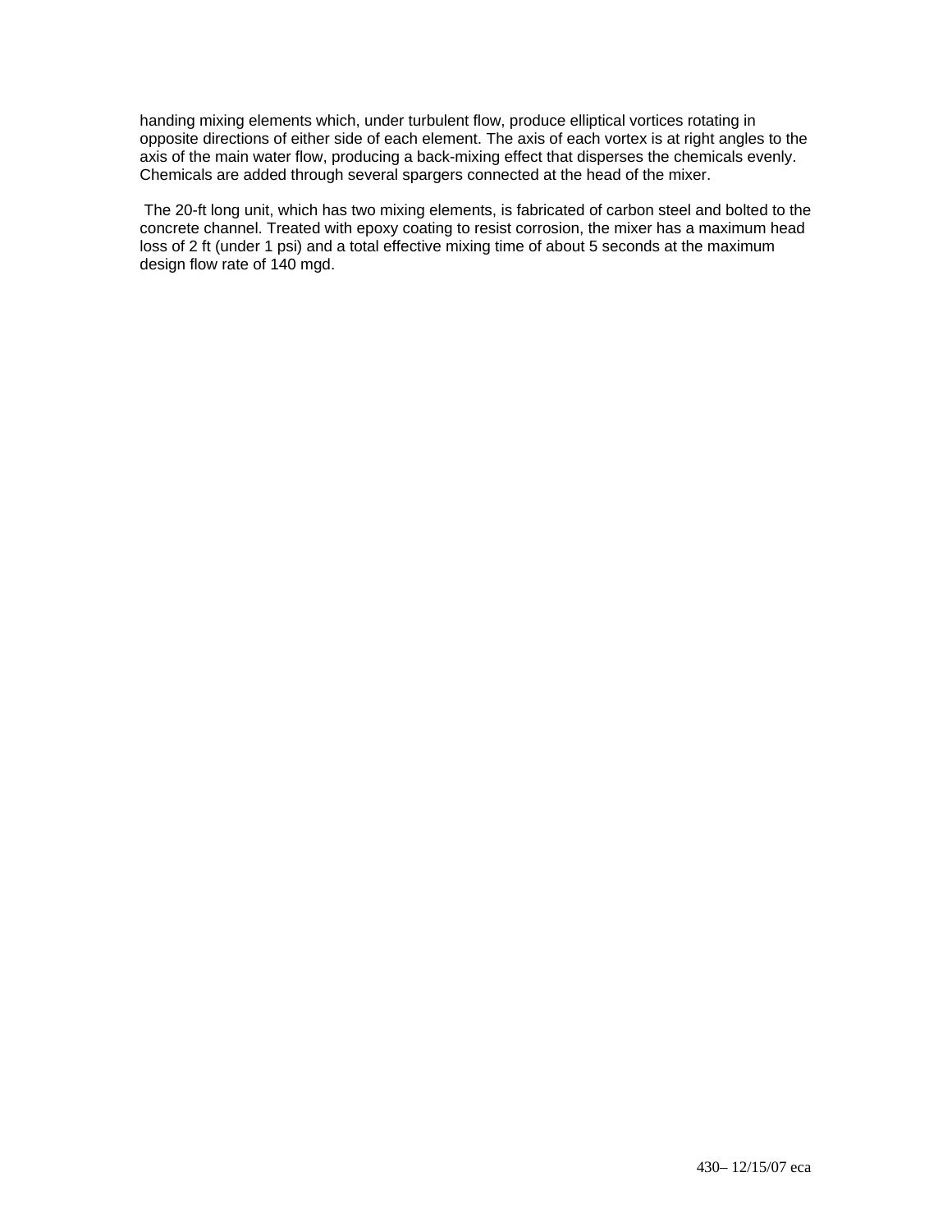handing mixing elements which, under turbulent flow, produce elliptical vortices rotating in opposite directions of either side of each element. The axis of each vortex is at right angles to the axis of the main water flow, producing a back-mixing effect that disperses the chemicals evenly. Chemicals are added through several spargers connected at the head of the mixer.

The 20-ft long unit, which has two mixing elements, is fabricated of carbon steel and bolted to the concrete channel. Treated with epoxy coating to resist corrosion, the mixer has a maximum head loss of 2 ft (under 1 psi) and a total effective mixing time of about 5 seconds at the maximum design flow rate of 140 mgd.